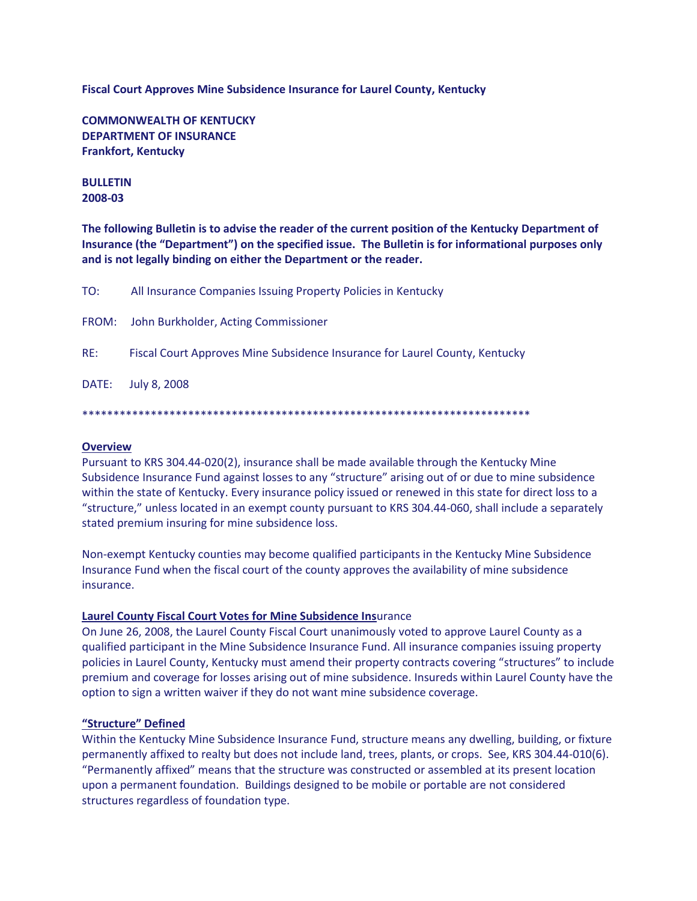**Fiscal Court Approves Mine Subsidence Insurance for Laurel County, Kentucky**

**COMMONWEALTH OF KENTUCKY**
**DEPARTMENT OF INSURANCE**
**Frankfort, Kentucky**

**BULLETIN**
**2008-03**

**The following Bulletin is to advise the reader of the current position of the Kentucky Department of Insurance (the "Department") on the specified issue. The Bulletin is for informational purposes only and is not legally binding on either the Department or the reader.**

TO: All Insurance Companies Issuing Property Policies in Kentucky

FROM: John Burkholder, Acting Commissioner

RE: Fiscal Court Approves Mine Subsidence Insurance for Laurel County, Kentucky

DATE: July 8, 2008

*************************************************************************

**Overview**

Pursuant to KRS 304.44-020(2), insurance shall be made available through the Kentucky Mine Subsidence Insurance Fund against losses to any "structure" arising out of or due to mine subsidence within the state of Kentucky. Every insurance policy issued or renewed in this state for direct loss to a "structure," unless located in an exempt county pursuant to KRS 304.44-060, shall include a separately stated premium insuring for mine subsidence loss.

Non-exempt Kentucky counties may become qualified participants in the Kentucky Mine Subsidence Insurance Fund when the fiscal court of the county approves the availability of mine subsidence insurance.

**Laurel County Fiscal Court Votes for Mine Subsidence Insurance**

On June 26, 2008, the Laurel County Fiscal Court unanimously voted to approve Laurel County as a qualified participant in the Mine Subsidence Insurance Fund. All insurance companies issuing property policies in Laurel County, Kentucky must amend their property contracts covering "structures" to include premium and coverage for losses arising out of mine subsidence. Insureds within Laurel County have the option to sign a written waiver if they do not want mine subsidence coverage.

**"Structure" Defined**

Within the Kentucky Mine Subsidence Insurance Fund, structure means any dwelling, building, or fixture permanently affixed to realty but does not include land, trees, plants, or crops. See, KRS 304.44-010(6). "Permanently affixed" means that the structure was constructed or assembled at its present location upon a permanent foundation. Buildings designed to be mobile or portable are not considered structures regardless of foundation type.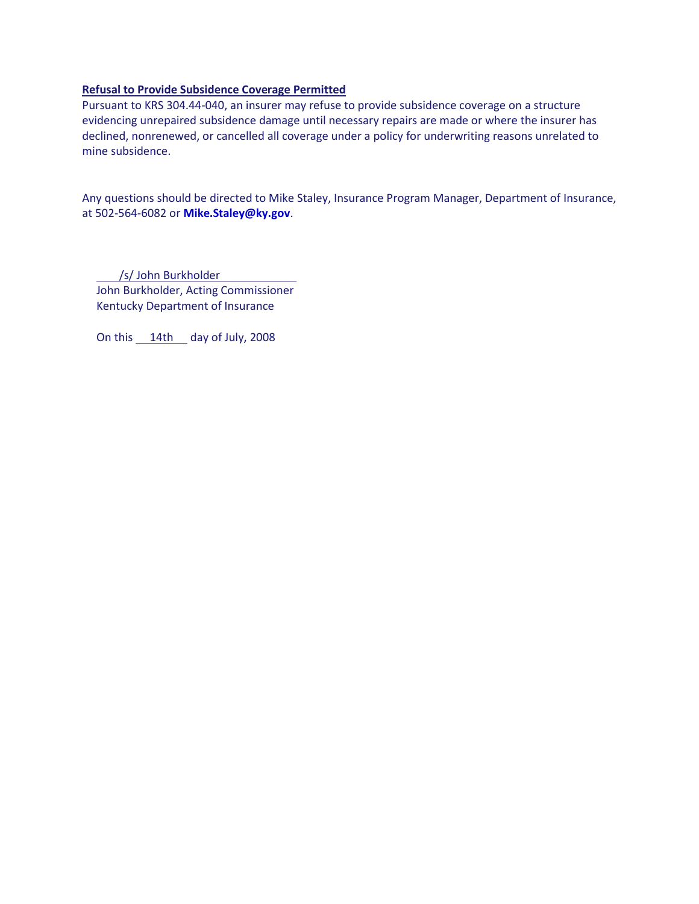**Refusal to Provide Subsidence Coverage Permitted**

Pursuant to KRS 304.44-040, an insurer may refuse to provide subsidence coverage on a structure evidencing unrepaired subsidence damage until necessary repairs are made or where the insurer has declined, nonrenewed, or cancelled all coverage under a policy for underwriting reasons unrelated to mine subsidence.

Any questions should be directed to Mike Staley, Insurance Program Manager, Department of Insurance, at 502-564-6082 or **Mike.Staley@ky.gov**.

/s/ John Burkholder
John Burkholder, Acting Commissioner
Kentucky Department of Insurance

On this 14th day of July, 2008